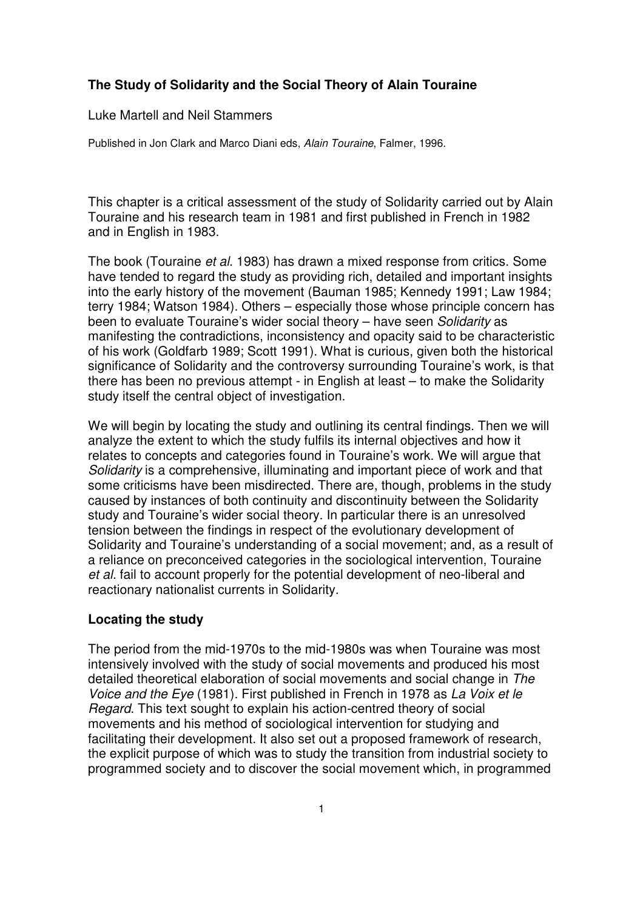# The Study of Solidarity and the Social Theory of Alain Touraine

Luke Martell and Neil Stammers

Published in Jon Clark and Marco Diani eds, *Alain Touraine*, Falmer, 1996.

This chapter is a critical assessment of the study of Solidarity carried out by Alain Touraine and his research team in 1981 and first published in French in 1982 and in English in 1983.

The book (Touraine *et al*. 1983) has drawn a mixed response from critics. Some have tended to regard the study as providing rich, detailed and important insights into the early history of the movement (Bauman 1985; Kennedy 1991; Law 1984; terry 1984; Watson 1984). Others – especially those whose principle concern has been to evaluate Touraine's wider social theory – have seen *Solidarity* as manifesting the contradictions, inconsistency and opacity said to be characteristic of his work (Goldfarb 1989; Scott 1991). What is curious, given both the historical significance of Solidarity and the controversy surrounding Touraine's work, is that there has been no previous attempt - in English at least – to make the Solidarity study itself the central object of investigation.

We will begin by locating the study and outlining its central findings. Then we will analyze the extent to which the study fulfils its internal objectives and how it relates to concepts and categories found in Touraine's work. We will argue that *Solidarity* is a comprehensive, illuminating and important piece of work and that some criticisms have been misdirected. There are, though, problems in the study caused by instances of both continuity and discontinuity between the Solidarity study and Touraine's wider social theory. In particular there is an unresolved tension between the findings in respect of the evolutionary development of Solidarity and Touraine's understanding of a social movement; and, as a result of a reliance on preconceived categories in the sociological intervention, Touraine *et al*. fail to account properly for the potential development of neo-liberal and reactionary nationalist currents in Solidarity.

## Locating the study

The period from the mid-1970s to the mid-1980s was when Touraine was most intensively involved with the study of social movements and produced his most detailed theoretical elaboration of social movements and social change in *The Voice and the Eye* (1981). First published in French in 1978 as *La Voix et le Regard*. This text sought to explain his action-centred theory of social movements and his method of sociological intervention for studying and facilitating their development. It also set out a proposed framework of research, the explicit purpose of which was to study the transition from industrial society to programmed society and to discover the social movement which, in programmed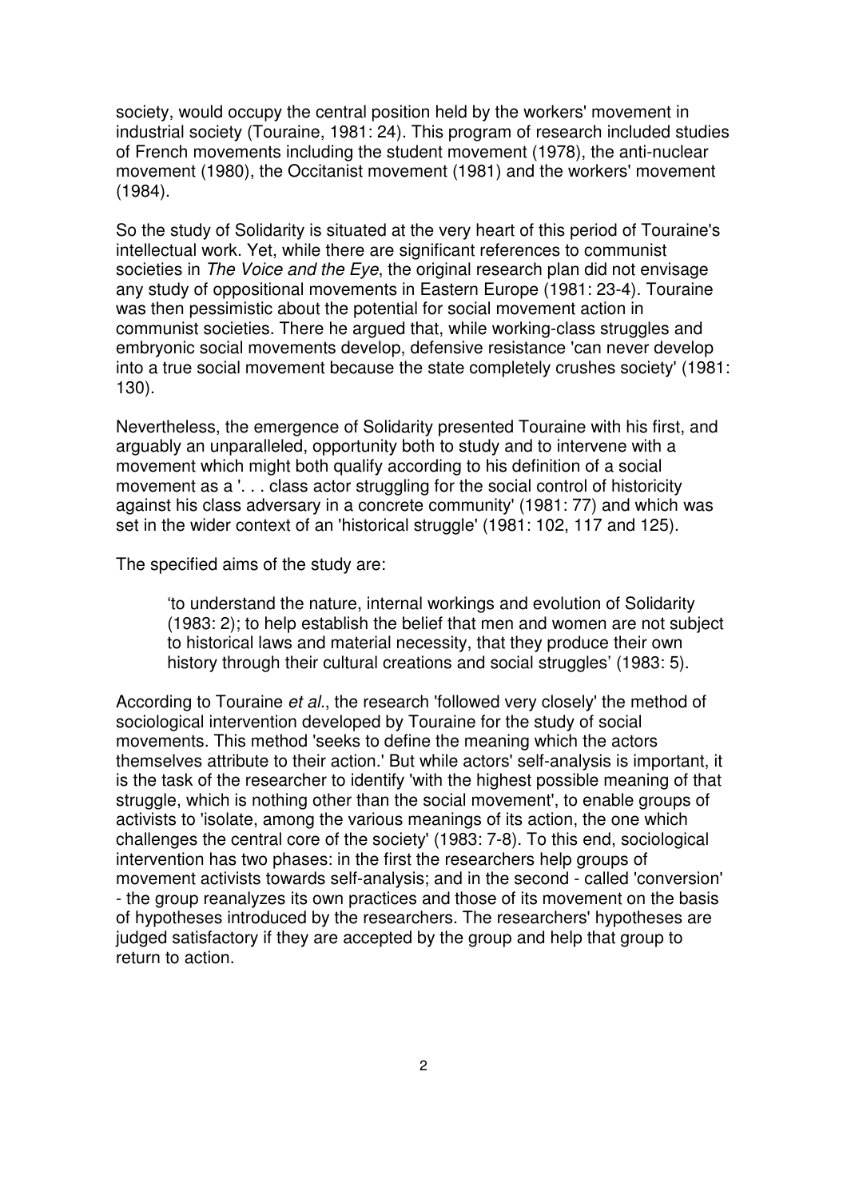society, would occupy the central position held by the workers' movement in industrial society (Touraine, 1981: 24). This program of research included studies of French movements including the student movement (1978), the anti-nuclear movement (1980), the Occitanist movement (1981) and the workers' movement (1984).

So the study of Solidarity is situated at the very heart of this period of Touraine's intellectual work. Yet, while there are significant references to communist societies in *The Voice and the Eye*, the original research plan did not envisage any study of oppositional movements in Eastern Europe (1981: 23-4). Touraine was then pessimistic about the potential for social movement action in communist societies. There he argued that, while working-class struggles and embryonic social movements develop, defensive resistance 'can never develop into a true social movement because the state completely crushes society' (1981: 130).

Nevertheless, the emergence of Solidarity presented Touraine with his first, and arguably an unparalleled, opportunity both to study and to intervene with a movement which might both qualify according to his definition of a social movement as a '. . . class actor struggling for the social control of historicity against his class adversary in a concrete community' (1981: 77) and which was set in the wider context of an 'historical struggle' (1981: 102, 117 and 125).

The specified aims of the study are:

> 'to understand the nature, internal workings and evolution of Solidarity (1983: 2); to help establish the belief that men and women are not subject to historical laws and material necessity, that they produce their own history through their cultural creations and social struggles' (1983: 5).

According to Touraine *et al.*, the research 'followed very closely' the method of sociological intervention developed by Touraine for the study of social movements. This method 'seeks to define the meaning which the actors themselves attribute to their action.' But while actors' self-analysis is important, it is the task of the researcher to identify 'with the highest possible meaning of that struggle, which is nothing other than the social movement', to enable groups of activists to 'isolate, among the various meanings of its action, the one which challenges the central core of the society' (1983: 7-8). To this end, sociological intervention has two phases: in the first the researchers help groups of movement activists towards self-analysis; and in the second - called 'conversion' - the group reanalyzes its own practices and those of its movement on the basis of hypotheses introduced by the researchers. The researchers' hypotheses are judged satisfactory if they are accepted by the group and help that group to return to action.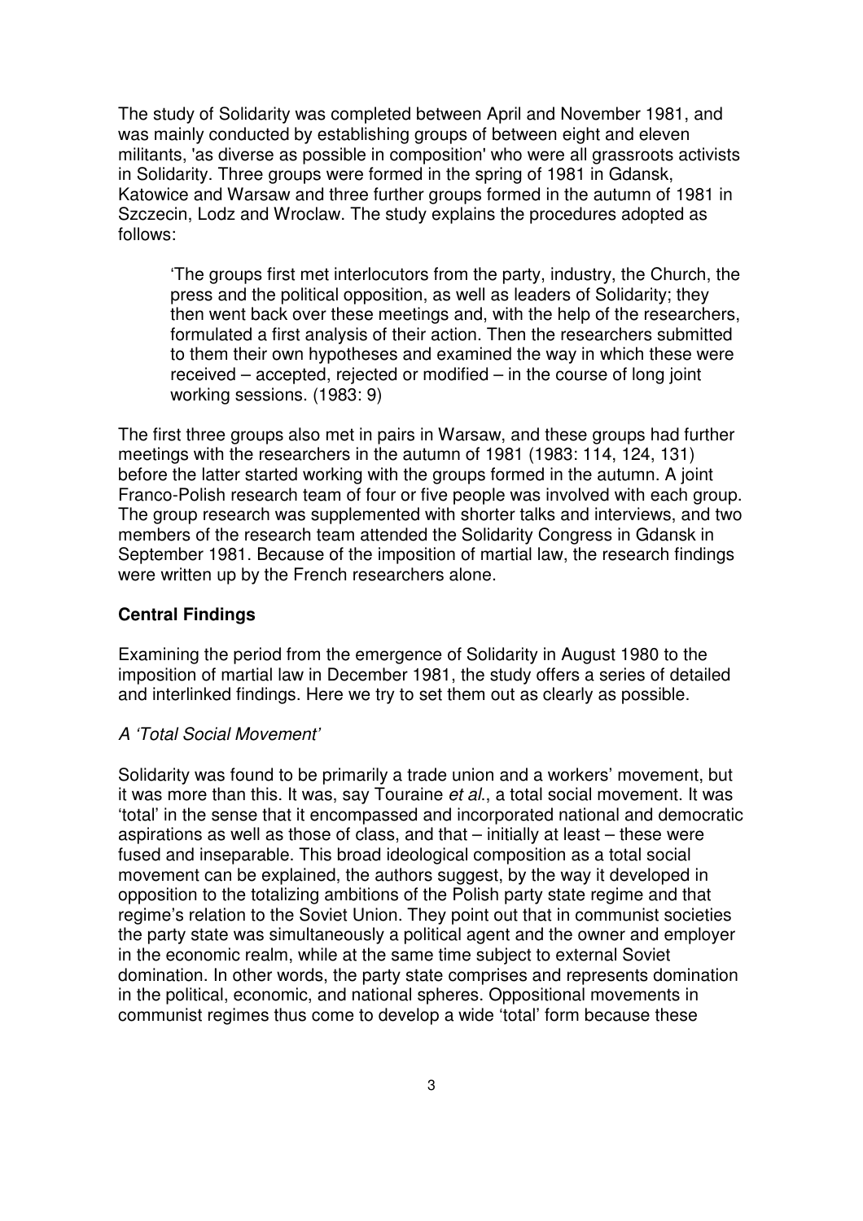The study of Solidarity was completed between April and November 1981, and was mainly conducted by establishing groups of between eight and eleven militants, 'as diverse as possible in composition' who were all grassroots activists in Solidarity. Three groups were formed in the spring of 1981 in Gdansk, Katowice and Warsaw and three further groups formed in the autumn of 1981 in Szczecin, Lodz and Wroclaw. The study explains the procedures adopted as follows:

> 'The groups first met interlocutors from the party, industry, the Church, the press and the political opposition, as well as leaders of Solidarity; they then went back over these meetings and, with the help of the researchers, formulated a first analysis of their action. Then the researchers submitted to them their own hypotheses and examined the way in which these were received – accepted, rejected or modified – in the course of long joint working sessions. (1983: 9)

The first three groups also met in pairs in Warsaw, and these groups had further meetings with the researchers in the autumn of 1981 (1983: 114, 124, 131) before the latter started working with the groups formed in the autumn. A joint Franco-Polish research team of four or five people was involved with each group. The group research was supplemented with shorter talks and interviews, and two members of the research team attended the Solidarity Congress in Gdansk in September 1981. Because of the imposition of martial law, the research findings were written up by the French researchers alone.

## Central Findings

Examining the period from the emergence of Solidarity in August 1980 to the imposition of martial law in December 1981, the study offers a series of detailed and interlinked findings. Here we try to set them out as clearly as possible.

### *A 'Total Social Movement'*

Solidarity was found to be primarily a trade union and a workers' movement, but it was more than this. It was, say Touraine *et al.*, a total social movement. It was 'total' in the sense that it encompassed and incorporated national and democratic aspirations as well as those of class, and that – initially at least – these were fused and inseparable. This broad ideological composition as a total social movement can be explained, the authors suggest, by the way it developed in opposition to the totalizing ambitions of the Polish party state regime and that regime's relation to the Soviet Union. They point out that in communist societies the party state was simultaneously a political agent and the owner and employer in the economic realm, while at the same time subject to external Soviet domination. In other words, the party state comprises and represents domination in the political, economic, and national spheres. Oppositional movements in communist regimes thus come to develop a wide 'total' form because these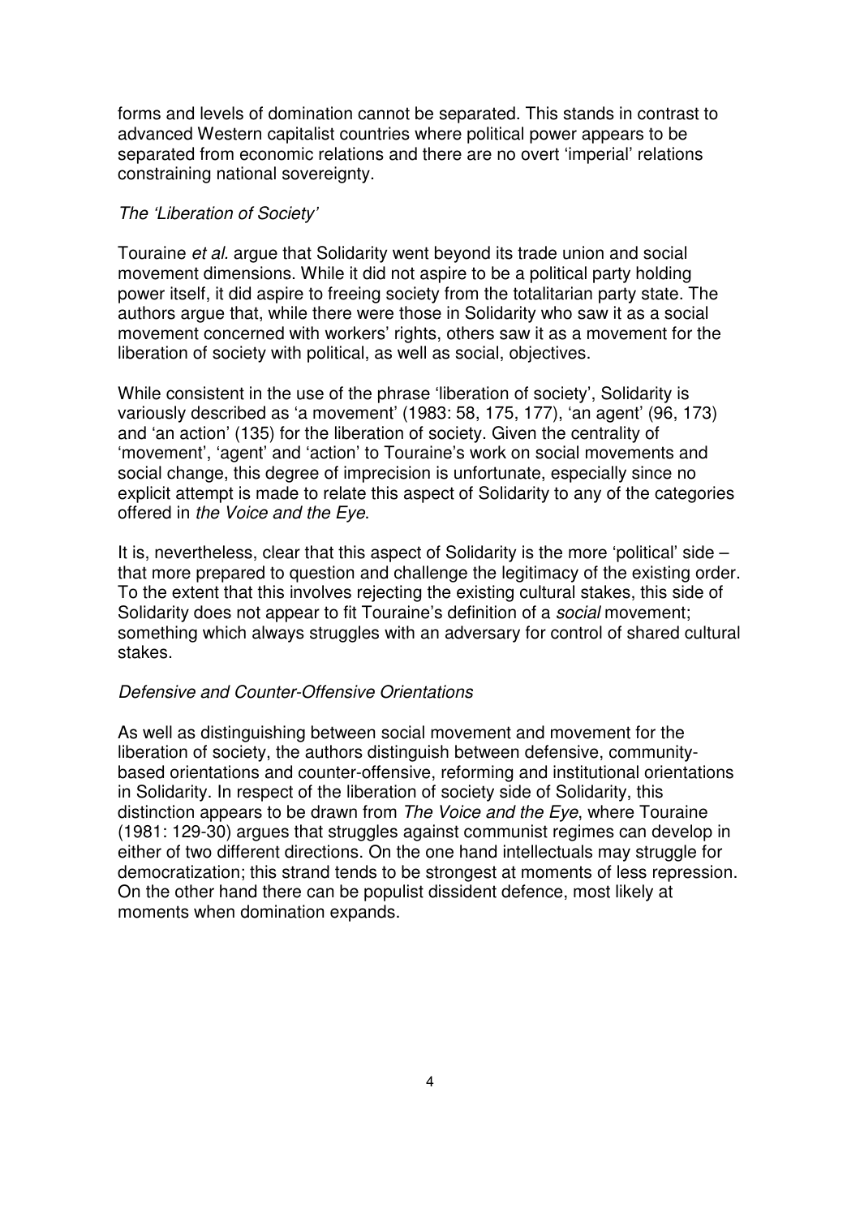forms and levels of domination cannot be separated. This stands in contrast to advanced Western capitalist countries where political power appears to be separated from economic relations and there are no overt 'imperial' relations constraining national sovereignty.

### *The 'Liberation of Society'*

Touraine *et al.* argue that Solidarity went beyond its trade union and social movement dimensions. While it did not aspire to be a political party holding power itself, it did aspire to freeing society from the totalitarian party state. The authors argue that, while there were those in Solidarity who saw it as a social movement concerned with workers' rights, others saw it as a movement for the liberation of society with political, as well as social, objectives.

While consistent in the use of the phrase 'liberation of society', Solidarity is variously described as 'a movement' (1983: 58, 175, 177), 'an agent' (96, 173) and 'an action' (135) for the liberation of society. Given the centrality of 'movement', 'agent' and 'action' to Touraine's work on social movements and social change, this degree of imprecision is unfortunate, especially since no explicit attempt is made to relate this aspect of Solidarity to any of the categories offered in *the Voice and the Eye*.

It is, nevertheless, clear that this aspect of Solidarity is the more 'political' side – that more prepared to question and challenge the legitimacy of the existing order. To the extent that this involves rejecting the existing cultural stakes, this side of Solidarity does not appear to fit Touraine's definition of a *social* movement; something which always struggles with an adversary for control of shared cultural stakes.

### *Defensive and Counter-Offensive Orientations*

As well as distinguishing between social movement and movement for the liberation of society, the authors distinguish between defensive, community-based orientations and counter-offensive, reforming and institutional orientations in Solidarity. In respect of the liberation of society side of Solidarity, this distinction appears to be drawn from *The Voice and the Eye*, where Touraine (1981: 129-30) argues that struggles against communist regimes can develop in either of two different directions. On the one hand intellectuals may struggle for democratization; this strand tends to be strongest at moments of less repression. On the other hand there can be populist dissident defence, most likely at moments when domination expands.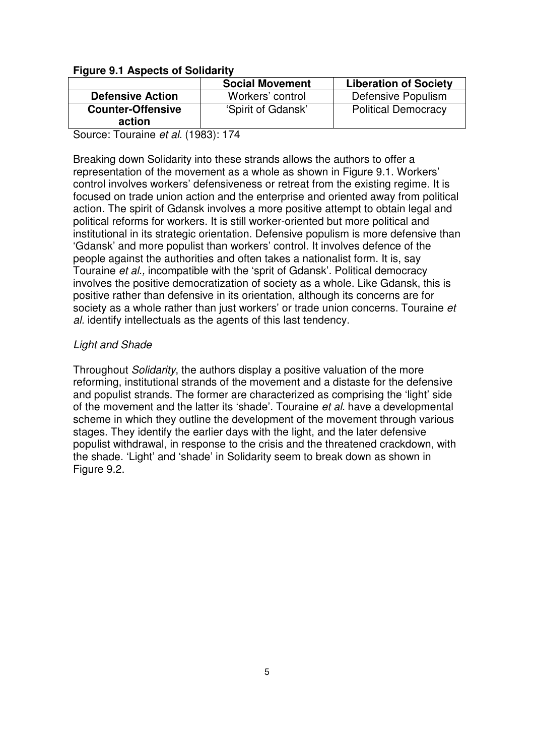**Figure 9.1 Aspects of Solidarity**

| | Social Movement | Liberation of Society |
|---|---|---|
| **Defensive Action** | Workers' control | Defensive Populism |
| **Counter-Offensive action** | 'Spirit of Gdansk' | Political Democracy |

Source: Touraine *et al.* (1983): 174

Breaking down Solidarity into these strands allows the authors to offer a representation of the movement as a whole as shown in Figure 9.1. Workers' control involves workers' defensiveness or retreat from the existing regime. It is focused on trade union action and the enterprise and oriented away from political action. The spirit of Gdansk involves a more positive attempt to obtain legal and political reforms for workers. It is still worker-oriented but more political and institutional in its strategic orientation. Defensive populism is more defensive than 'Gdansk' and more populist than workers' control. It involves defence of the people against the authorities and often takes a nationalist form. It is, say Touraine *et al.,* incompatible with the 'sprit of Gdansk'. Political democracy involves the positive democratization of society as a whole. Like Gdansk, this is positive rather than defensive in its orientation, although its concerns are for society as a whole rather than just workers' or trade union concerns. Touraine *et al.* identify intellectuals as the agents of this last tendency.

*Light and Shade*

Throughout *Solidarity*, the authors display a positive valuation of the more reforming, institutional strands of the movement and a distaste for the defensive and populist strands. The former are characterized as comprising the 'light' side of the movement and the latter its 'shade'. Touraine *et al.* have a developmental scheme in which they outline the development of the movement through various stages. They identify the earlier days with the light, and the later defensive populist withdrawal, in response to the crisis and the threatened crackdown, with the shade. 'Light' and 'shade' in Solidarity seem to break down as shown in Figure 9.2.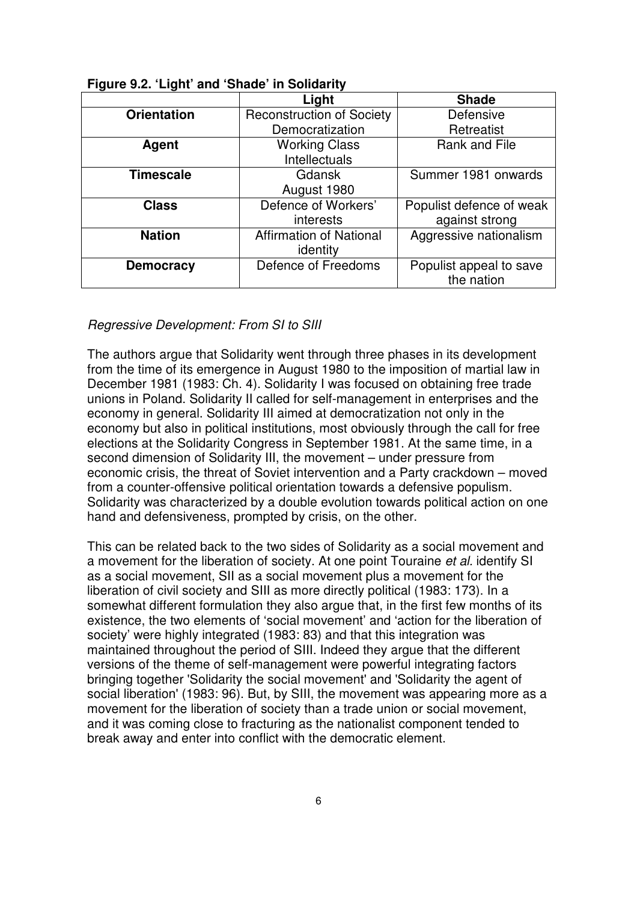**Figure 9.2. 'Light' and 'Shade' in Solidarity**

| | Light | Shade |
|---|---|---|
| **Orientation** | Reconstruction of Society Democratization | Defensive Retreatist |
| **Agent** | Working Class Intellectuals | Rank and File |
| **Timescale** | Gdansk August 1980 | Summer 1981 onwards |
| **Class** | Defence of Workers' interests | Populist defence of weak against strong |
| **Nation** | Affirmation of National identity | Aggressive nationalism |
| **Democracy** | Defence of Freedoms | Populist appeal to save the nation |

*Regressive Development: From SI to SIII*

The authors argue that Solidarity went through three phases in its development from the time of its emergence in August 1980 to the imposition of martial law in December 1981 (1983: Ch. 4). Solidarity I was focused on obtaining free trade unions in Poland. Solidarity II called for self-management in enterprises and the economy in general. Solidarity III aimed at democratization not only in the economy but also in political institutions, most obviously through the call for free elections at the Solidarity Congress in September 1981. At the same time, in a second dimension of Solidarity III, the movement – under pressure from economic crisis, the threat of Soviet intervention and a Party crackdown – moved from a counter-offensive political orientation towards a defensive populism. Solidarity was characterized by a double evolution towards political action on one hand and defensiveness, prompted by crisis, on the other.

This can be related back to the two sides of Solidarity as a social movement and a movement for the liberation of society. At one point Touraine *et al.* identify SI as a social movement, SII as a social movement plus a movement for the liberation of civil society and SIII as more directly political (1983: 173). In a somewhat different formulation they also argue that, in the first few months of its existence, the two elements of 'social movement' and 'action for the liberation of society' were highly integrated (1983: 83) and that this integration was maintained throughout the period of SIII. Indeed they argue that the different versions of the theme of self-management were powerful integrating factors bringing together 'Solidarity the social movement' and 'Solidarity the agent of social liberation' (1983: 96). But, by SIII, the movement was appearing more as a movement for the liberation of society than a trade union or social movement, and it was coming close to fracturing as the nationalist component tended to break away and enter into conflict with the democratic element.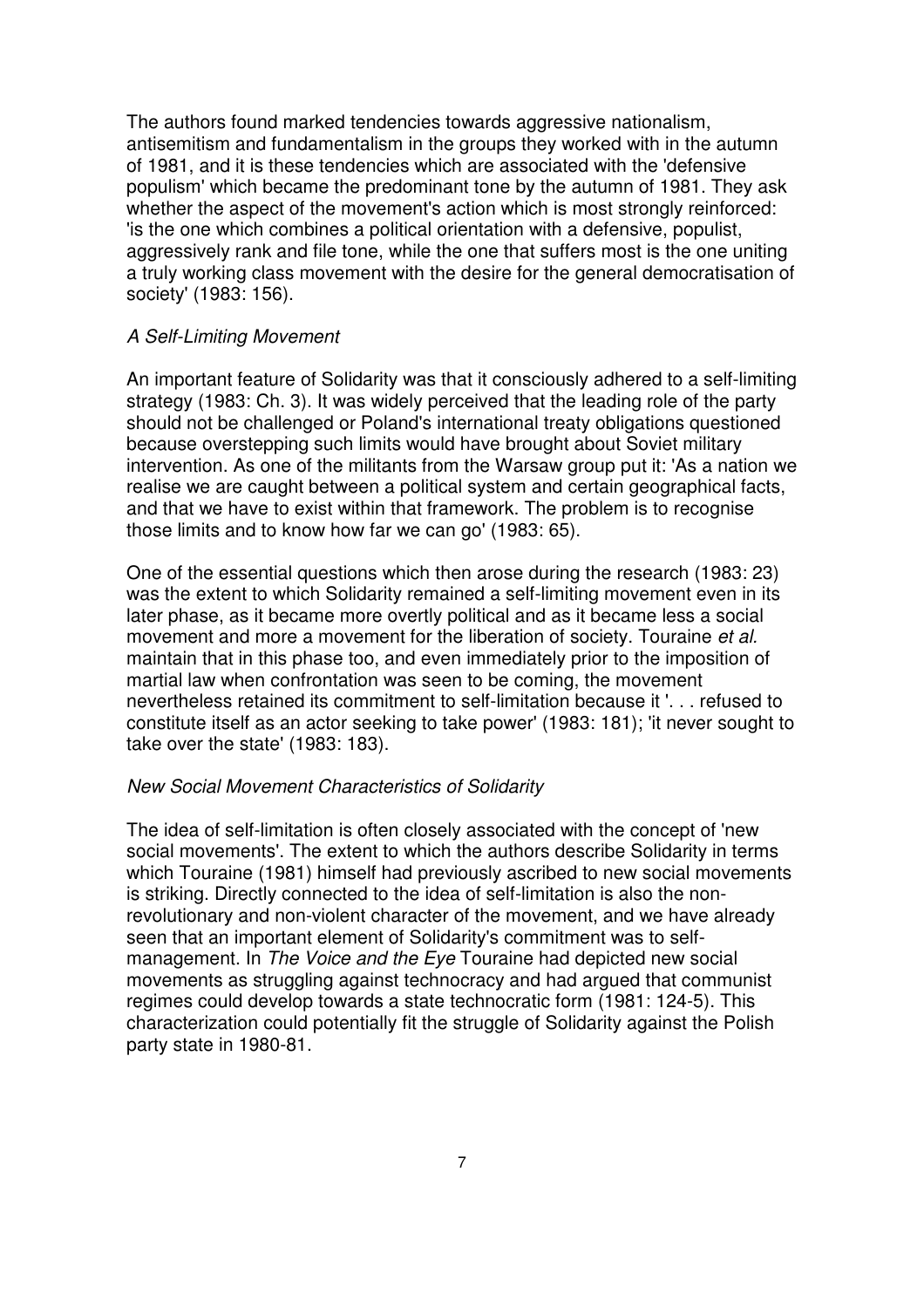The authors found marked tendencies towards aggressive nationalism, antisemitism and fundamentalism in the groups they worked with in the autumn of 1981, and it is these tendencies which are associated with the 'defensive populism' which became the predominant tone by the autumn of 1981. They ask whether the aspect of the movement's action which is most strongly reinforced: 'is the one which combines a political orientation with a defensive, populist, aggressively rank and file tone, while the one that suffers most is the one uniting a truly working class movement with the desire for the general democratisation of society' (1983: 156).

*A Self-Limiting Movement*

An important feature of Solidarity was that it consciously adhered to a self-limiting strategy (1983: Ch. 3). It was widely perceived that the leading role of the party should not be challenged or Poland's international treaty obligations questioned because overstepping such limits would have brought about Soviet military intervention. As one of the militants from the Warsaw group put it: 'As a nation we realise we are caught between a political system and certain geographical facts, and that we have to exist within that framework. The problem is to recognise those limits and to know how far we can go' (1983: 65).

One of the essential questions which then arose during the research (1983: 23) was the extent to which Solidarity remained a self-limiting movement even in its later phase, as it became more overtly political and as it became less a social movement and more a movement for the liberation of society. Touraine *et al.* maintain that in this phase too, and even immediately prior to the imposition of martial law when confrontation was seen to be coming, the movement nevertheless retained its commitment to self-limitation because it '. . . refused to constitute itself as an actor seeking to take power' (1983: 181); 'it never sought to take over the state' (1983: 183).

*New Social Movement Characteristics of Solidarity*

The idea of self-limitation is often closely associated with the concept of 'new social movements'. The extent to which the authors describe Solidarity in terms which Touraine (1981) himself had previously ascribed to new social movements is striking. Directly connected to the idea of self-limitation is also the non-revolutionary and non-violent character of the movement, and we have already seen that an important element of Solidarity's commitment was to self-management. In *The Voice and the Eye* Touraine had depicted new social movements as struggling against technocracy and had argued that communist regimes could develop towards a state technocratic form (1981: 124-5). This characterization could potentially fit the struggle of Solidarity against the Polish party state in 1980-81.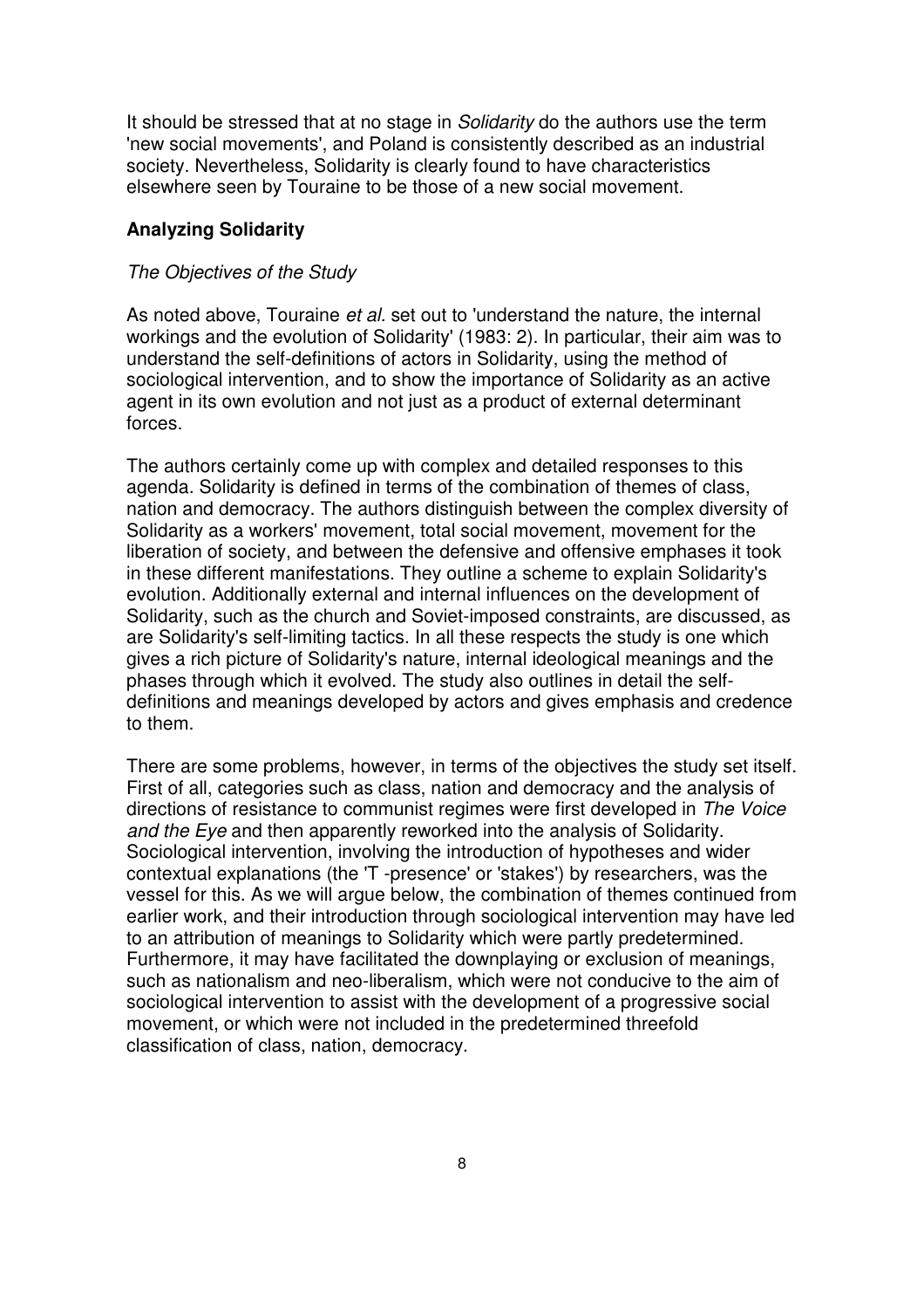It should be stressed that at no stage in *Solidarity* do the authors use the term 'new social movements', and Poland is consistently described as an industrial society. Nevertheless, Solidarity is clearly found to have characteristics elsewhere seen by Touraine to be those of a new social movement.

## Analyzing Solidarity

### *The Objectives of the Study*

As noted above, Touraine *et al.* set out to 'understand the nature, the internal workings and the evolution of Solidarity' (1983: 2). In particular, their aim was to understand the self-definitions of actors in Solidarity, using the method of sociological intervention, and to show the importance of Solidarity as an active agent in its own evolution and not just as a product of external determinant forces.

The authors certainly come up with complex and detailed responses to this agenda. Solidarity is defined in terms of the combination of themes of class, nation and democracy. The authors distinguish between the complex diversity of Solidarity as a workers' movement, total social movement, movement for the liberation of society, and between the defensive and offensive emphases it took in these different manifestations. They outline a scheme to explain Solidarity's evolution. Additionally external and internal influences on the development of Solidarity, such as the church and Soviet-imposed constraints, are discussed, as are Solidarity's self-limiting tactics. In all these respects the study is one which gives a rich picture of Solidarity's nature, internal ideological meanings and the phases through which it evolved. The study also outlines in detail the self-definitions and meanings developed by actors and gives emphasis and credence to them.

There are some problems, however, in terms of the objectives the study set itself. First of all, categories such as class, nation and democracy and the analysis of directions of resistance to communist regimes were first developed in *The Voice and the Eye* and then apparently reworked into the analysis of Solidarity. Sociological intervention, involving the introduction of hypotheses and wider contextual explanations (the 'T -presence' or 'stakes') by researchers, was the vessel for this. As we will argue below, the combination of themes continued from earlier work, and their introduction through sociological intervention may have led to an attribution of meanings to Solidarity which were partly predetermined. Furthermore, it may have facilitated the downplaying or exclusion of meanings, such as nationalism and neo-liberalism, which were not conducive to the aim of sociological intervention to assist with the development of a progressive social movement, or which were not included in the predetermined threefold classification of class, nation, democracy.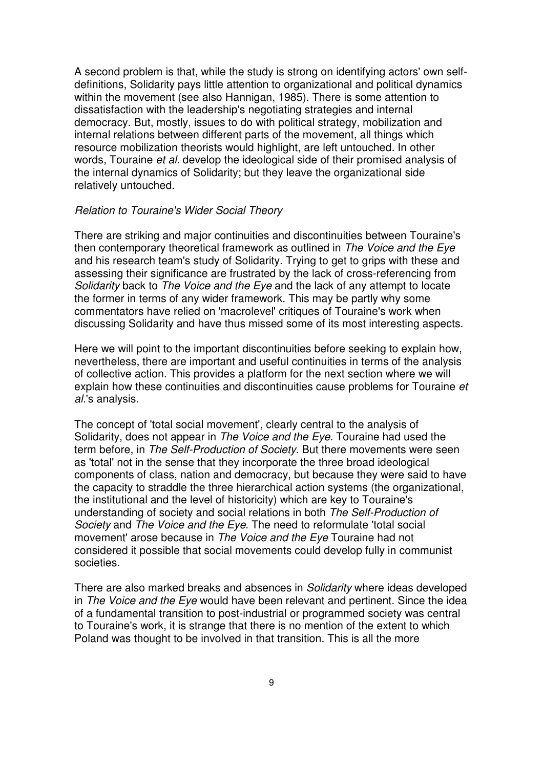A second problem is that, while the study is strong on identifying actors' own self-definitions, Solidarity pays little attention to organizational and political dynamics within the movement (see also Hannigan, 1985). There is some attention to dissatisfaction with the leadership's negotiating strategies and internal democracy. But, mostly, issues to do with political strategy, mobilization and internal relations between different parts of the movement, all things which resource mobilization theorists would highlight, are left untouched. In other words, Touraine *et al.* develop the ideological side of their promised analysis of the internal dynamics of Solidarity; but they leave the organizational side relatively untouched.

### *Relation to Touraine's Wider Social Theory*

There are striking and major continuities and discontinuities between Touraine's then contemporary theoretical framework as outlined in *The Voice and the Eye* and his research team's study of Solidarity. Trying to get to grips with these and assessing their significance are frustrated by the lack of cross-referencing from *Solidarity* back to *The Voice and the Eye* and the lack of any attempt to locate the former in terms of any wider framework. This may be partly why some commentators have relied on 'macrolevel' critiques of Touraine's work when discussing Solidarity and have thus missed some of its most interesting aspects.

Here we will point to the important discontinuities before seeking to explain how, nevertheless, there are important and useful continuities in terms of the analysis of collective action. This provides a platform for the next section where we will explain how these continuities and discontinuities cause problems for Touraine *et al.*'s analysis.

The concept of 'total social movement', clearly central to the analysis of Solidarity, does not appear in *The Voice and the Eye*. Touraine had used the term before, in *The Self-Production of Society*. But there movements were seen as 'total' not in the sense that they incorporate the three broad ideological components of class, nation and democracy, but because they were said to have the capacity to straddle the three hierarchical action systems (the organizational, the institutional and the level of historicity) which are key to Touraine's understanding of society and social relations in both *The Self-Production of Society* and *The Voice and the Eye*. The need to reformulate 'total social movement' arose because in *The Voice and the Eye* Touraine had not considered it possible that social movements could develop fully in communist societies.

There are also marked breaks and absences in *Solidarity* where ideas developed in *The Voice and the Eye* would have been relevant and pertinent. Since the idea of a fundamental transition to post-industrial or programmed society was central to Touraine's work, it is strange that there is no mention of the extent to which Poland was thought to be involved in that transition. This is all the more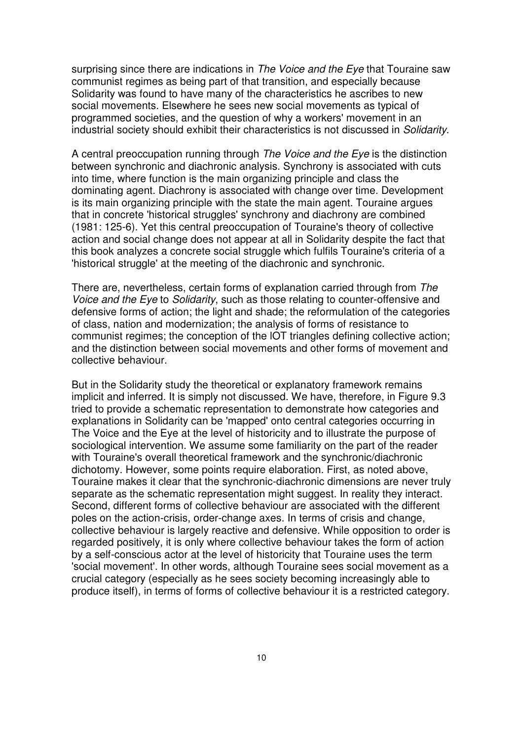surprising since there are indications in *The Voice and the Eye* that Touraine saw communist regimes as being part of that transition, and especially because Solidarity was found to have many of the characteristics he ascribes to new social movements. Elsewhere he sees new social movements as typical of programmed societies, and the question of why a workers' movement in an industrial society should exhibit their characteristics is not discussed in *Solidarity*.

A central preoccupation running through *The Voice and the Eye* is the distinction between synchronic and diachronic analysis. Synchrony is associated with cuts into time, where function is the main organizing principle and class the dominating agent. Diachrony is associated with change over time. Development is its main organizing principle with the state the main agent. Touraine argues that in concrete 'historical struggles' synchrony and diachrony are combined (1981: 125-6). Yet this central preoccupation of Touraine's theory of collective action and social change does not appear at all in Solidarity despite the fact that this book analyzes a concrete social struggle which fulfils Touraine's criteria of a 'historical struggle' at the meeting of the diachronic and synchronic.

There are, nevertheless, certain forms of explanation carried through from *The Voice and the Eye* to *Solidarity*, such as those relating to counter-offensive and defensive forms of action; the light and shade; the reformulation of the categories of class, nation and modernization; the analysis of forms of resistance to communist regimes; the conception of the IOT triangles defining collective action; and the distinction between social movements and other forms of movement and collective behaviour.

But in the Solidarity study the theoretical or explanatory framework remains implicit and inferred. It is simply not discussed. We have, therefore, in Figure 9.3 tried to provide a schematic representation to demonstrate how categories and explanations in Solidarity can be 'mapped' onto central categories occurring in The Voice and the Eye at the level of historicity and to illustrate the purpose of sociological intervention. We assume some familiarity on the part of the reader with Touraine's overall theoretical framework and the synchronic/diachronic dichotomy. However, some points require elaboration. First, as noted above, Touraine makes it clear that the synchronic-diachronic dimensions are never truly separate as the schematic representation might suggest. In reality they interact. Second, different forms of collective behaviour are associated with the different poles on the action-crisis, order-change axes. In terms of crisis and change, collective behaviour is largely reactive and defensive. While opposition to order is regarded positively, it is only where collective behaviour takes the form of action by a self-conscious actor at the level of historicity that Touraine uses the term 'social movement'. In other words, although Touraine sees social movement as a crucial category (especially as he sees society becoming increasingly able to produce itself), in terms of forms of collective behaviour it is a restricted category.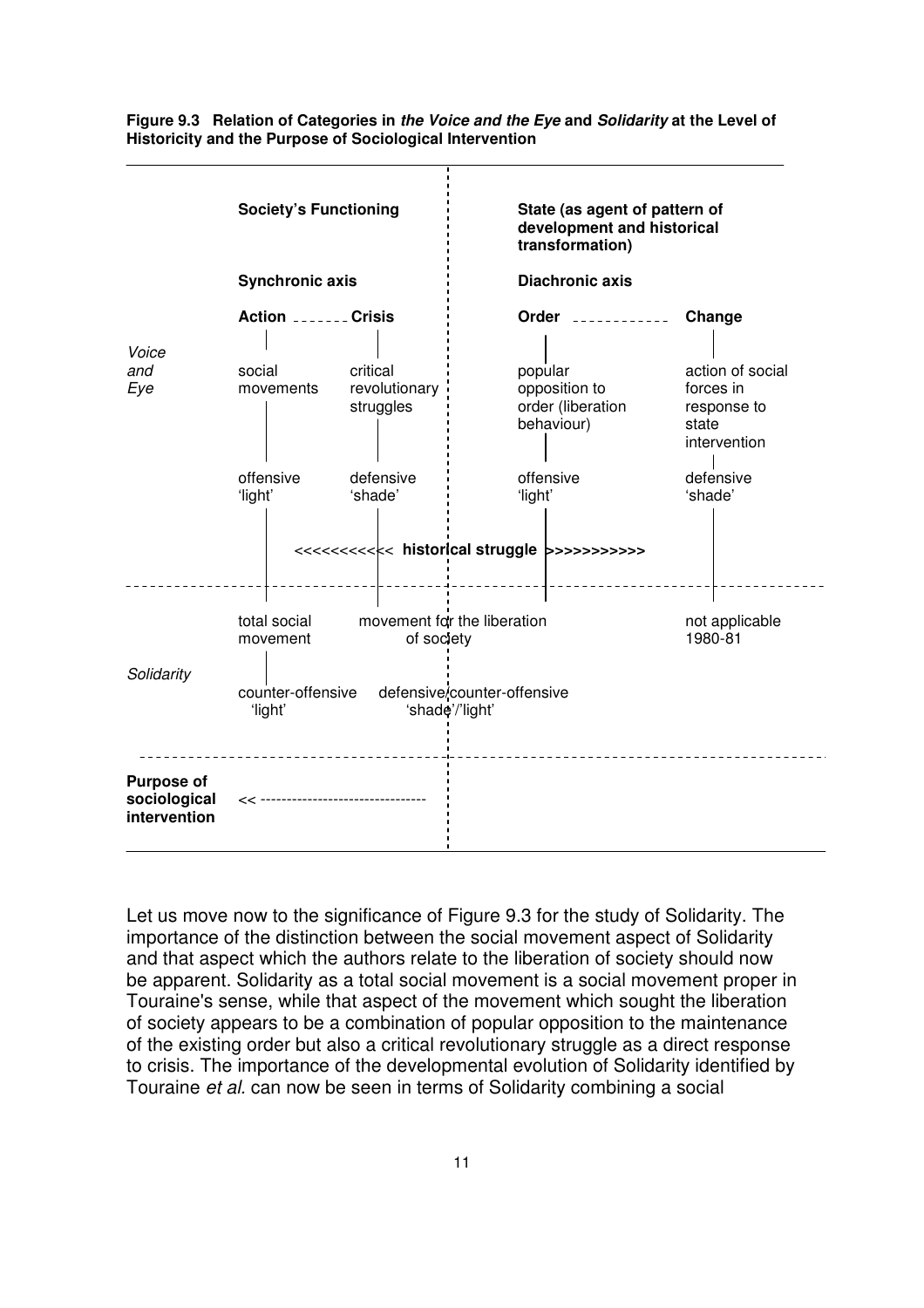**Figure 9.3 Relation of Categories in *the Voice and the Eye* and *Solidarity* at the Level of Historicity and the Purpose of Sociological Intervention**

| | Society's Functioning | | State (as agent of pattern of development and historical transformation) | |
|---|---|---|---|---|
| | **Synchronic axis** | | **Diachronic axis** | |
| | **Action** | **Crisis** | **Order** | **Change** |
| *Voice and Eye* | social movements | critical revolutionary struggles | popular opposition to order (liberation behaviour) | action of social forces in response to state intervention |
| | offensive 'light' | defensive 'shade' | offensive 'light' | defensive 'shade' |
| | <<<<<<<<<<< **historical struggle** >>>>>>>>>>> | | | |
| *Solidarity* | total social movement | movement for the liberation of society | | not applicable 1980-81 |
| | counter-offensive 'light' | defensive/counter-offensive 'shade'/'light' | | |
| **Purpose of sociological intervention** | << -------------------------------- | | | |

Let us move now to the significance of Figure 9.3 for the study of Solidarity. The importance of the distinction between the social movement aspect of Solidarity and that aspect which the authors relate to the liberation of society should now be apparent. Solidarity as a total social movement is a social movement proper in Touraine's sense, while that aspect of the movement which sought the liberation of society appears to be a combination of popular opposition to the maintenance of the existing order but also a critical revolutionary struggle as a direct response to crisis. The importance of the developmental evolution of Solidarity identified by Touraine *et al.* can now be seen in terms of Solidarity combining a social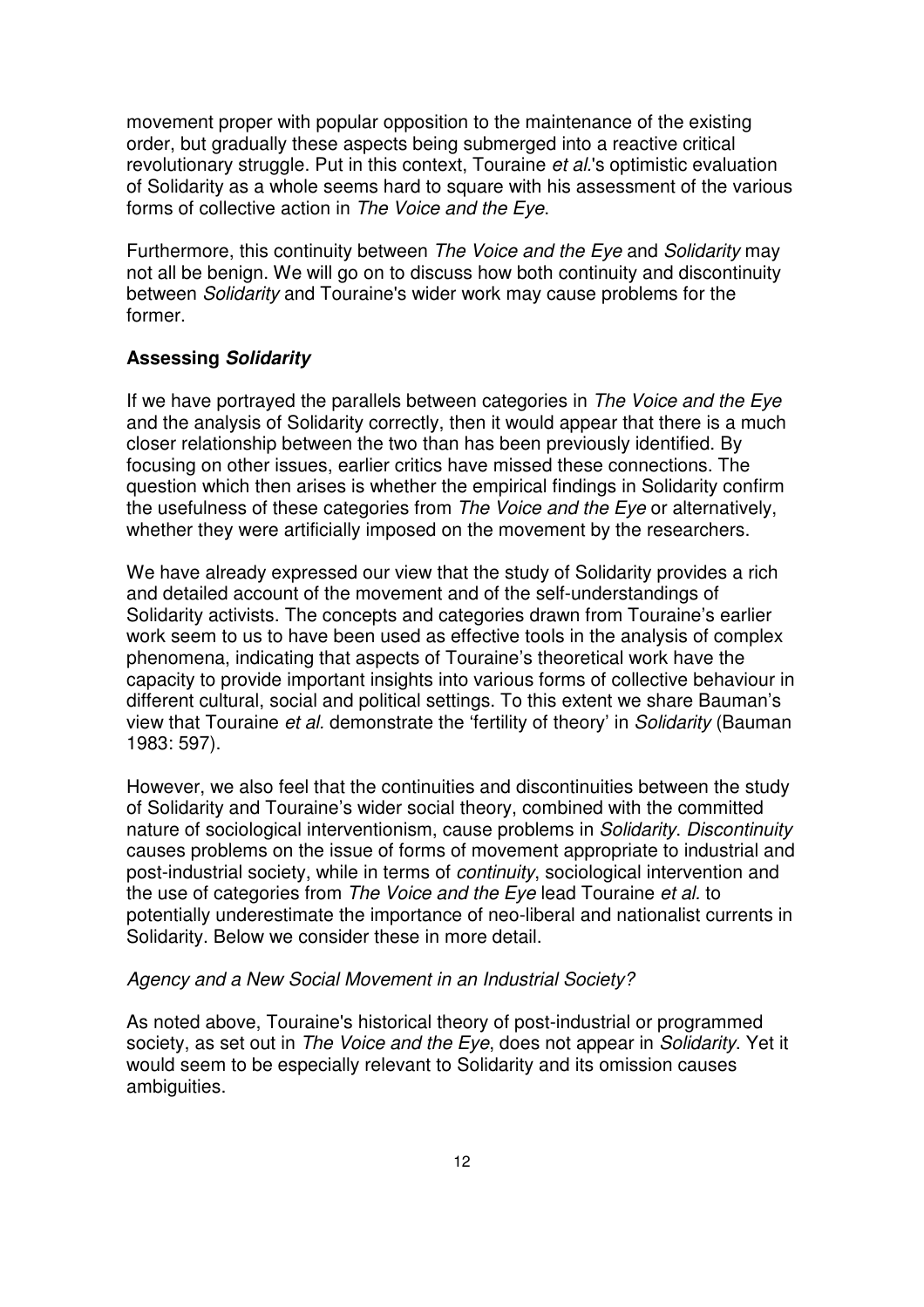movement proper with popular opposition to the maintenance of the existing order, but gradually these aspects being submerged into a reactive critical revolutionary struggle. Put in this context, Touraine *et al.*'s optimistic evaluation of Solidarity as a whole seems hard to square with his assessment of the various forms of collective action in *The Voice and the Eye*.

Furthermore, this continuity between *The Voice and the Eye* and *Solidarity* may not all be benign. We will go on to discuss how both continuity and discontinuity between *Solidarity* and Touraine's wider work may cause problems for the former.

### Assessing *Solidarity*

If we have portrayed the parallels between categories in *The Voice and the Eye* and the analysis of Solidarity correctly, then it would appear that there is a much closer relationship between the two than has been previously identified. By focusing on other issues, earlier critics have missed these connections. The question which then arises is whether the empirical findings in Solidarity confirm the usefulness of these categories from *The Voice and the Eye* or alternatively, whether they were artificially imposed on the movement by the researchers.

We have already expressed our view that the study of Solidarity provides a rich and detailed account of the movement and of the self-understandings of Solidarity activists. The concepts and categories drawn from Touraine's earlier work seem to us to have been used as effective tools in the analysis of complex phenomena, indicating that aspects of Touraine's theoretical work have the capacity to provide important insights into various forms of collective behaviour in different cultural, social and political settings. To this extent we share Bauman's view that Touraine *et al.* demonstrate the 'fertility of theory' in *Solidarity* (Bauman 1983: 597).

However, we also feel that the continuities and discontinuities between the study of Solidarity and Touraine's wider social theory, combined with the committed nature of sociological interventionism, cause problems in *Solidarity*. *Discontinuity* causes problems on the issue of forms of movement appropriate to industrial and post-industrial society, while in terms of *continuity*, sociological intervention and the use of categories from *The Voice and the Eye* lead Touraine *et al.* to potentially underestimate the importance of neo-liberal and nationalist currents in Solidarity. Below we consider these in more detail.

*Agency and a New Social Movement in an Industrial Society?*

As noted above, Touraine's historical theory of post-industrial or programmed society, as set out in *The Voice and the Eye*, does not appear in *Solidarity*. Yet it would seem to be especially relevant to Solidarity and its omission causes ambiguities.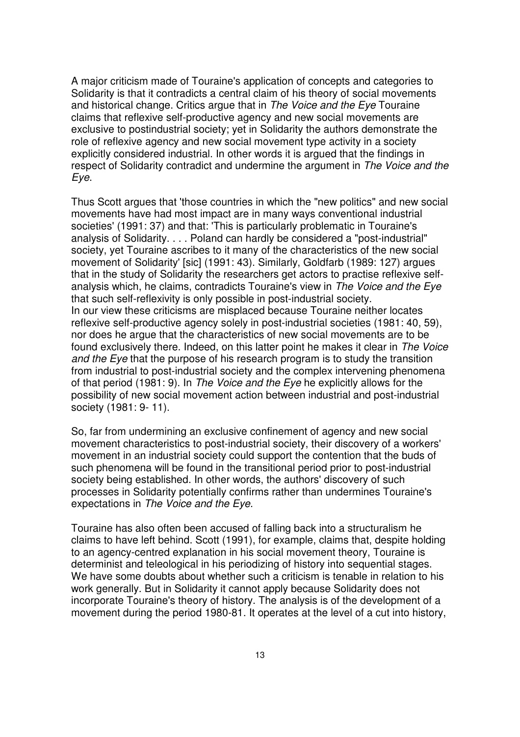A major criticism made of Touraine's application of concepts and categories to Solidarity is that it contradicts a central claim of his theory of social movements and historical change. Critics argue that in *The Voice and the Eye* Touraine claims that reflexive self-productive agency and new social movements are exclusive to postindustrial society; yet in Solidarity the authors demonstrate the role of reflexive agency and new social movement type activity in a society explicitly considered industrial. In other words it is argued that the findings in respect of Solidarity contradict and undermine the argument in *The Voice and the Eye*.

Thus Scott argues that 'those countries in which the "new politics" and new social movements have had most impact are in many ways conventional industrial societies' (1991: 37) and that: 'This is particularly problematic in Touraine's analysis of Solidarity. . . . Poland can hardly be considered a "post-industrial" society, yet Touraine ascribes to it many of the characteristics of the new social movement of Solidarity' [sic] (1991: 43). Similarly, Goldfarb (1989: 127) argues that in the study of Solidarity the researchers get actors to practise reflexive self-analysis which, he claims, contradicts Touraine's view in *The Voice and the Eye* that such self-reflexivity is only possible in post-industrial society.
In our view these criticisms are misplaced because Touraine neither locates reflexive self-productive agency solely in post-industrial societies (1981: 40, 59), nor does he argue that the characteristics of new social movements are to be found exclusively there. Indeed, on this latter point he makes it clear in *The Voice and the Eye* that the purpose of his research program is to study the transition from industrial to post-industrial society and the complex intervening phenomena of that period (1981: 9). In *The Voice and the Eye* he explicitly allows for the possibility of new social movement action between industrial and post-industrial society (1981: 9- 11).

So, far from undermining an exclusive confinement of agency and new social movement characteristics to post-industrial society, their discovery of a workers' movement in an industrial society could support the contention that the buds of such phenomena will be found in the transitional period prior to post-industrial society being established. In other words, the authors' discovery of such processes in Solidarity potentially confirms rather than undermines Touraine's expectations in *The Voice and the Eye*.

Touraine has also often been accused of falling back into a structuralism he claims to have left behind. Scott (1991), for example, claims that, despite holding to an agency-centred explanation in his social movement theory, Touraine is determinist and teleological in his periodizing of history into sequential stages. We have some doubts about whether such a criticism is tenable in relation to his work generally. But in Solidarity it cannot apply because Solidarity does not incorporate Touraine's theory of history. The analysis is of the development of a movement during the period 1980-81. It operates at the level of a cut into history,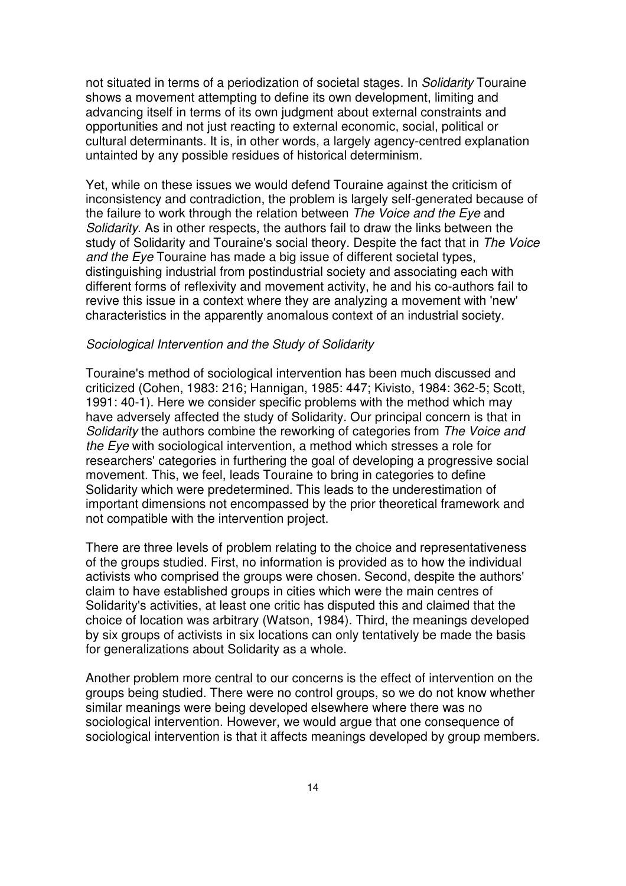not situated in terms of a periodization of societal stages. In *Solidarity* Touraine shows a movement attempting to define its own development, limiting and advancing itself in terms of its own judgment about external constraints and opportunities and not just reacting to external economic, social, political or cultural determinants. It is, in other words, a largely agency-centred explanation untainted by any possible residues of historical determinism.

Yet, while on these issues we would defend Touraine against the criticism of inconsistency and contradiction, the problem is largely self-generated because of the failure to work through the relation between *The Voice and the Eye* and *Solidarity*. As in other respects, the authors fail to draw the links between the study of Solidarity and Touraine's social theory. Despite the fact that in *The Voice and the Eye* Touraine has made a big issue of different societal types, distinguishing industrial from postindustrial society and associating each with different forms of reflexivity and movement activity, he and his co-authors fail to revive this issue in a context where they are analyzing a movement with 'new' characteristics in the apparently anomalous context of an industrial society.

*Sociological Intervention and the Study of Solidarity*

Touraine's method of sociological intervention has been much discussed and criticized (Cohen, 1983: 216; Hannigan, 1985: 447; Kivisto, 1984: 362-5; Scott, 1991: 40-1). Here we consider specific problems with the method which may have adversely affected the study of Solidarity. Our principal concern is that in *Solidarity* the authors combine the reworking of categories from *The Voice and the Eye* with sociological intervention, a method which stresses a role for researchers' categories in furthering the goal of developing a progressive social movement. This, we feel, leads Touraine to bring in categories to define Solidarity which were predetermined. This leads to the underestimation of important dimensions not encompassed by the prior theoretical framework and not compatible with the intervention project.

There are three levels of problem relating to the choice and representativeness of the groups studied. First, no information is provided as to how the individual activists who comprised the groups were chosen. Second, despite the authors' claim to have established groups in cities which were the main centres of Solidarity's activities, at least one critic has disputed this and claimed that the choice of location was arbitrary (Watson, 1984). Third, the meanings developed by six groups of activists in six locations can only tentatively be made the basis for generalizations about Solidarity as a whole.

Another problem more central to our concerns is the effect of intervention on the groups being studied. There were no control groups, so we do not know whether similar meanings were being developed elsewhere where there was no sociological intervention. However, we would argue that one consequence of sociological intervention is that it affects meanings developed by group members.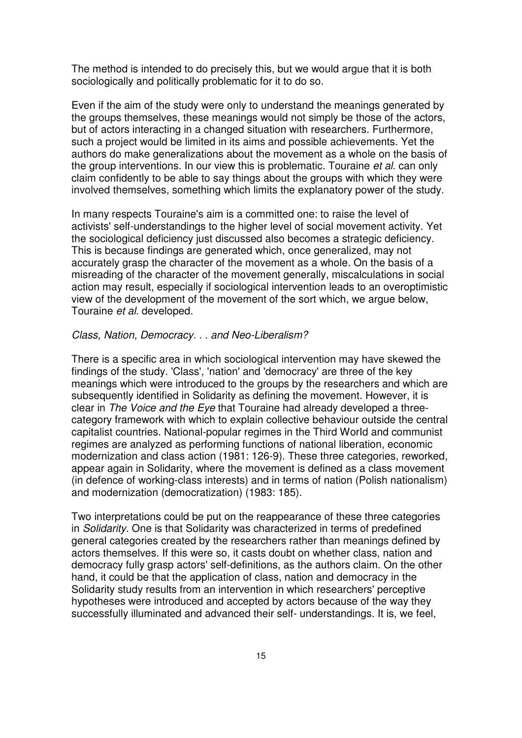The method is intended to do precisely this, but we would argue that it is both sociologically and politically problematic for it to do so.

Even if the aim of the study were only to understand the meanings generated by the groups themselves, these meanings would not simply be those of the actors, but of actors interacting in a changed situation with researchers. Furthermore, such a project would be limited in its aims and possible achievements. Yet the authors do make generalizations about the movement as a whole on the basis of the group interventions. In our view this is problematic. Touraine *et al.* can only claim confidently to be able to say things about the groups with which they were involved themselves, something which limits the explanatory power of the study.

In many respects Touraine's aim is a committed one: to raise the level of activists' self-understandings to the higher level of social movement activity. Yet the sociological deficiency just discussed also becomes a strategic deficiency. This is because findings are generated which, once generalized, may not accurately grasp the character of the movement as a whole. On the basis of a misreading of the character of the movement generally, miscalculations in social action may result, especially if sociological intervention leads to an overoptimistic view of the development of the movement of the sort which, we argue below, Touraine *et al.* developed.

### *Class, Nation, Democracy. . . and Neo-Liberalism?*

There is a specific area in which sociological intervention may have skewed the findings of the study. 'Class', 'nation' and 'democracy' are three of the key meanings which were introduced to the groups by the researchers and which are subsequently identified in Solidarity as defining the movement. However, it is clear in *The Voice and the Eye* that Touraine had already developed a three-category framework with which to explain collective behaviour outside the central capitalist countries. National-popular regimes in the Third World and communist regimes are analyzed as performing functions of national liberation, economic modernization and class action (1981: 126-9). These three categories, reworked, appear again in Solidarity, where the movement is defined as a class movement (in defence of working-class interests) and in terms of nation (Polish nationalism) and modernization (democratization) (1983: 185).

Two interpretations could be put on the reappearance of these three categories in *Solidarity*. One is that Solidarity was characterized in terms of predefined general categories created by the researchers rather than meanings defined by actors themselves. If this were so, it casts doubt on whether class, nation and democracy fully grasp actors' self-definitions, as the authors claim. On the other hand, it could be that the application of class, nation and democracy in the Solidarity study results from an intervention in which researchers' perceptive hypotheses were introduced and accepted by actors because of the way they successfully illuminated and advanced their self- understandings. It is, we feel,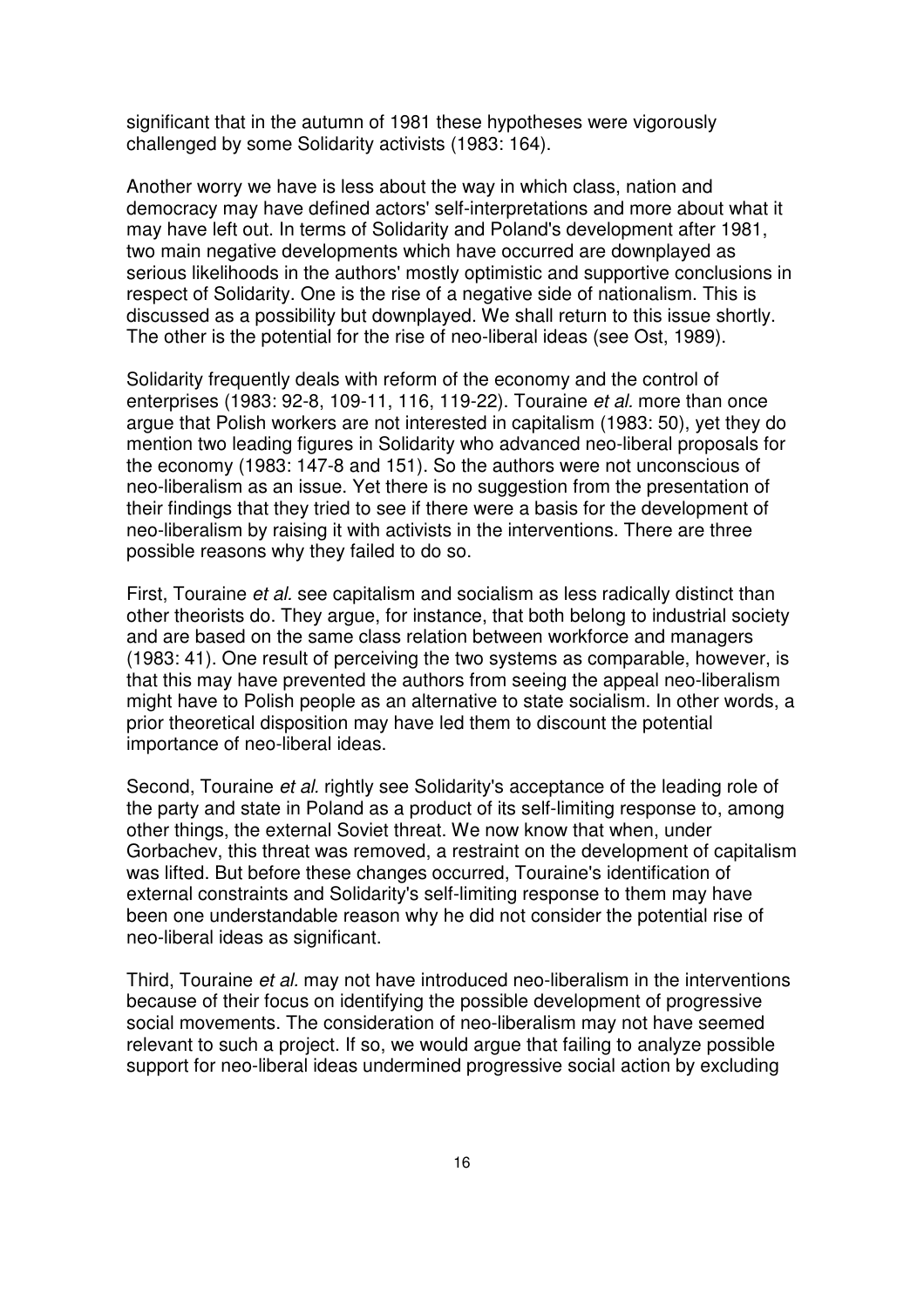significant that in the autumn of 1981 these hypotheses were vigorously challenged by some Solidarity activists (1983: 164).

Another worry we have is less about the way in which class, nation and democracy may have defined actors' self-interpretations and more about what it may have left out. In terms of Solidarity and Poland's development after 1981, two main negative developments which have occurred are downplayed as serious likelihoods in the authors' mostly optimistic and supportive conclusions in respect of Solidarity. One is the rise of a negative side of nationalism. This is discussed as a possibility but downplayed. We shall return to this issue shortly. The other is the potential for the rise of neo-liberal ideas (see Ost, 1989).

Solidarity frequently deals with reform of the economy and the control of enterprises (1983: 92-8, 109-11, 116, 119-22). Touraine *et al.* more than once argue that Polish workers are not interested in capitalism (1983: 50), yet they do mention two leading figures in Solidarity who advanced neo-liberal proposals for the economy (1983: 147-8 and 151). So the authors were not unconscious of neo-liberalism as an issue. Yet there is no suggestion from the presentation of their findings that they tried to see if there were a basis for the development of neo-liberalism by raising it with activists in the interventions. There are three possible reasons why they failed to do so.

First, Touraine *et al.* see capitalism and socialism as less radically distinct than other theorists do. They argue, for instance, that both belong to industrial society and are based on the same class relation between workforce and managers (1983: 41). One result of perceiving the two systems as comparable, however, is that this may have prevented the authors from seeing the appeal neo-liberalism might have to Polish people as an alternative to state socialism. In other words, a prior theoretical disposition may have led them to discount the potential importance of neo-liberal ideas.

Second, Touraine *et al.* rightly see Solidarity's acceptance of the leading role of the party and state in Poland as a product of its self-limiting response to, among other things, the external Soviet threat. We now know that when, under Gorbachev, this threat was removed, a restraint on the development of capitalism was lifted. But before these changes occurred, Touraine's identification of external constraints and Solidarity's self-limiting response to them may have been one understandable reason why he did not consider the potential rise of neo-liberal ideas as significant.

Third, Touraine *et al.* may not have introduced neo-liberalism in the interventions because of their focus on identifying the possible development of progressive social movements. The consideration of neo-liberalism may not have seemed relevant to such a project. If so, we would argue that failing to analyze possible support for neo-liberal ideas undermined progressive social action by excluding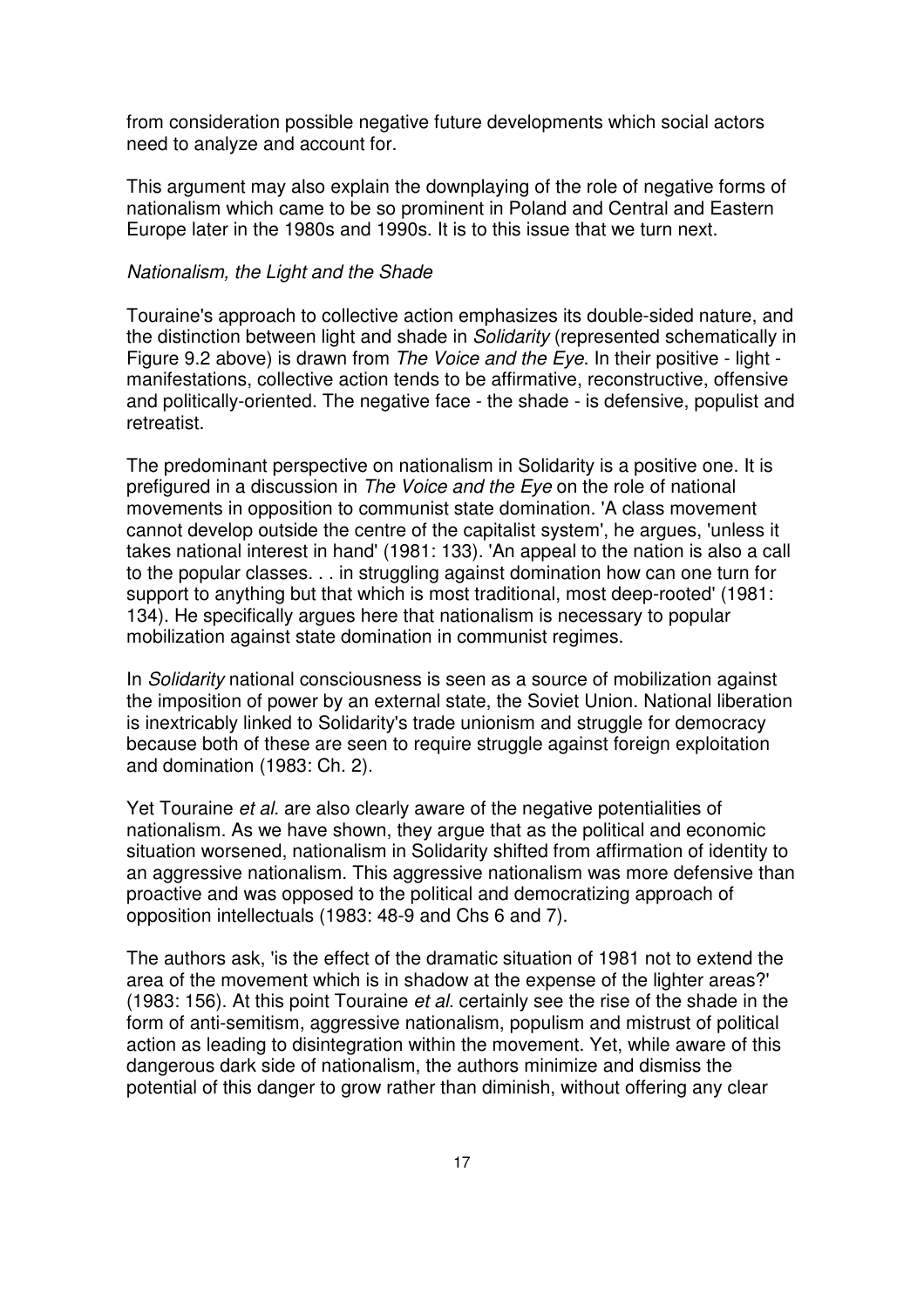from consideration possible negative future developments which social actors need to analyze and account for.

This argument may also explain the downplaying of the role of negative forms of nationalism which came to be so prominent in Poland and Central and Eastern Europe later in the 1980s and 1990s. It is to this issue that we turn next.

### *Nationalism, the Light and the Shade*

Touraine's approach to collective action emphasizes its double-sided nature, and the distinction between light and shade in *Solidarity* (represented schematically in Figure 9.2 above) is drawn from *The Voice and the Eye*. In their positive - light - manifestations, collective action tends to be affirmative, reconstructive, offensive and politically-oriented. The negative face - the shade - is defensive, populist and retreatist.

The predominant perspective on nationalism in Solidarity is a positive one. It is prefigured in a discussion in *The Voice and the Eye* on the role of national movements in opposition to communist state domination. 'A class movement cannot develop outside the centre of the capitalist system', he argues, 'unless it takes national interest in hand' (1981: 133). 'An appeal to the nation is also a call to the popular classes. . . in struggling against domination how can one turn for support to anything but that which is most traditional, most deep-rooted' (1981: 134). He specifically argues here that nationalism is necessary to popular mobilization against state domination in communist regimes.

In *Solidarity* national consciousness is seen as a source of mobilization against the imposition of power by an external state, the Soviet Union. National liberation is inextricably linked to Solidarity's trade unionism and struggle for democracy because both of these are seen to require struggle against foreign exploitation and domination (1983: Ch. 2).

Yet Touraine *et al*. are also clearly aware of the negative potentialities of nationalism. As we have shown, they argue that as the political and economic situation worsened, nationalism in Solidarity shifted from affirmation of identity to an aggressive nationalism. This aggressive nationalism was more defensive than proactive and was opposed to the political and democratizing approach of opposition intellectuals (1983: 48-9 and Chs 6 and 7).

The authors ask, 'is the effect of the dramatic situation of 1981 not to extend the area of the movement which is in shadow at the expense of the lighter areas?' (1983: 156). At this point Touraine *et al*. certainly see the rise of the shade in the form of anti-semitism, aggressive nationalism, populism and mistrust of political action as leading to disintegration within the movement. Yet, while aware of this dangerous dark side of nationalism, the authors minimize and dismiss the potential of this danger to grow rather than diminish, without offering any clear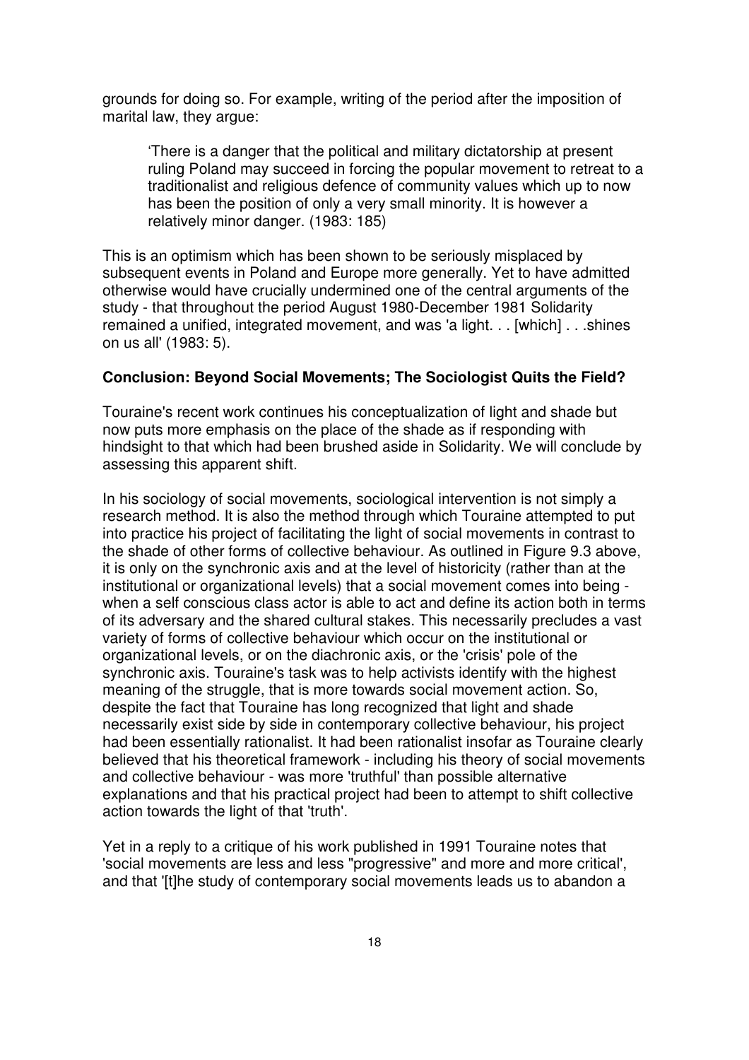grounds for doing so. For example, writing of the period after the imposition of marital law, they argue:

> 'There is a danger that the political and military dictatorship at present ruling Poland may succeed in forcing the popular movement to retreat to a traditionalist and religious defence of community values which up to now has been the position of only a very small minority. It is however a relatively minor danger. (1983: 185)

This is an optimism which has been shown to be seriously misplaced by subsequent events in Poland and Europe more generally. Yet to have admitted otherwise would have crucially undermined one of the central arguments of the study - that throughout the period August 1980-December 1981 Solidarity remained a unified, integrated movement, and was 'a light. . . [which] . . .shines on us all' (1983: 5).

**Conclusion: Beyond Social Movements; The Sociologist Quits the Field?**

Touraine's recent work continues his conceptualization of light and shade but now puts more emphasis on the place of the shade as if responding with hindsight to that which had been brushed aside in Solidarity. We will conclude by assessing this apparent shift.

In his sociology of social movements, sociological intervention is not simply a research method. It is also the method through which Touraine attempted to put into practice his project of facilitating the light of social movements in contrast to the shade of other forms of collective behaviour. As outlined in Figure 9.3 above, it is only on the synchronic axis and at the level of historicity (rather than at the institutional or organizational levels) that a social movement comes into being - when a self conscious class actor is able to act and define its action both in terms of its adversary and the shared cultural stakes. This necessarily precludes a vast variety of forms of collective behaviour which occur on the institutional or organizational levels, or on the diachronic axis, or the 'crisis' pole of the synchronic axis. Touraine's task was to help activists identify with the highest meaning of the struggle, that is more towards social movement action. So, despite the fact that Touraine has long recognized that light and shade necessarily exist side by side in contemporary collective behaviour, his project had been essentially rationalist. It had been rationalist insofar as Touraine clearly believed that his theoretical framework - including his theory of social movements and collective behaviour - was more 'truthful' than possible alternative explanations and that his practical project had been to attempt to shift collective action towards the light of that 'truth'.

Yet in a reply to a critique of his work published in 1991 Touraine notes that 'social movements are less and less "progressive" and more and more critical', and that '[t]he study of contemporary social movements leads us to abandon a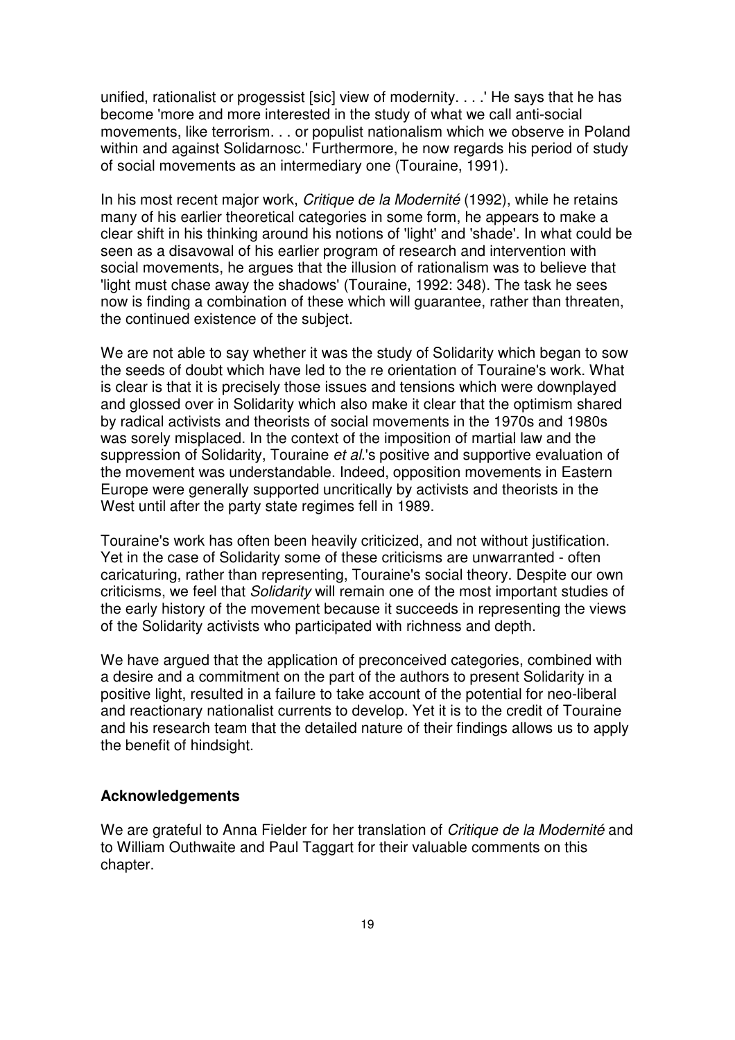unified, rationalist or progessist [sic] view of modernity. . . .' He says that he has become 'more and more interested in the study of what we call anti-social movements, like terrorism. . . or populist nationalism which we observe in Poland within and against Solidarnosc.' Furthermore, he now regards his period of study of social movements as an intermediary one (Touraine, 1991).

In his most recent major work, *Critique de la Modernité* (1992), while he retains many of his earlier theoretical categories in some form, he appears to make a clear shift in his thinking around his notions of 'light' and 'shade'. In what could be seen as a disavowal of his earlier program of research and intervention with social movements, he argues that the illusion of rationalism was to believe that 'light must chase away the shadows' (Touraine, 1992: 348). The task he sees now is finding a combination of these which will guarantee, rather than threaten, the continued existence of the subject.

We are not able to say whether it was the study of Solidarity which began to sow the seeds of doubt which have led to the re orientation of Touraine's work. What is clear is that it is precisely those issues and tensions which were downplayed and glossed over in Solidarity which also make it clear that the optimism shared by radical activists and theorists of social movements in the 1970s and 1980s was sorely misplaced. In the context of the imposition of martial law and the suppression of Solidarity, Touraine *et al.*'s positive and supportive evaluation of the movement was understandable. Indeed, opposition movements in Eastern Europe were generally supported uncritically by activists and theorists in the West until after the party state regimes fell in 1989.

Touraine's work has often been heavily criticized, and not without justification. Yet in the case of Solidarity some of these criticisms are unwarranted - often caricaturing, rather than representing, Touraine's social theory. Despite our own criticisms, we feel that *Solidarity* will remain one of the most important studies of the early history of the movement because it succeeds in representing the views of the Solidarity activists who participated with richness and depth.

We have argued that the application of preconceived categories, combined with a desire and a commitment on the part of the authors to present Solidarity in a positive light, resulted in a failure to take account of the potential for neo-liberal and reactionary nationalist currents to develop. Yet it is to the credit of Touraine and his research team that the detailed nature of their findings allows us to apply the benefit of hindsight.

**Acknowledgements**

We are grateful to Anna Fielder for her translation of *Critique de la Modernité* and to William Outhwaite and Paul Taggart for their valuable comments on this chapter.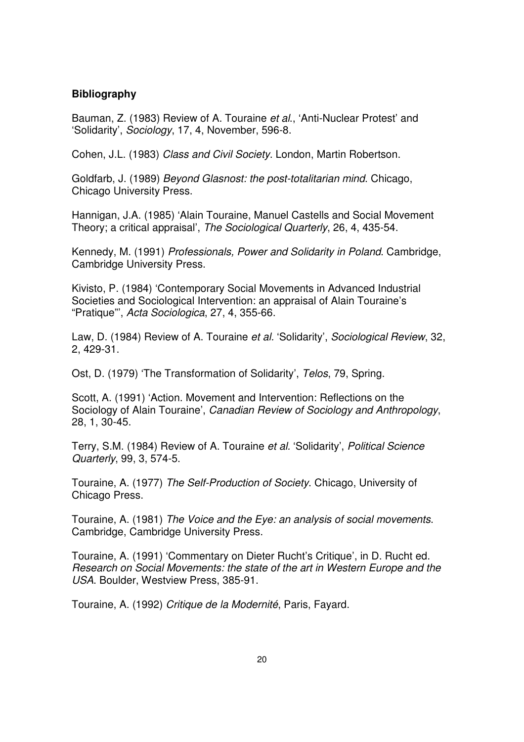**Bibliography**

Bauman, Z. (1983) Review of A. Touraine *et al.*, 'Anti-Nuclear Protest' and 'Solidarity', *Sociology*, 17, 4, November, 596-8.

Cohen, J.L. (1983) *Class and Civil Society*. London, Martin Robertson.

Goldfarb, J. (1989) *Beyond Glasnost: the post-totalitarian mind*. Chicago, Chicago University Press.

Hannigan, J.A. (1985) 'Alain Touraine, Manuel Castells and Social Movement Theory; a critical appraisal', *The Sociological Quarterly*, 26, 4, 435-54.

Kennedy, M. (1991) *Professionals, Power and Solidarity in Poland*. Cambridge, Cambridge University Press.

Kivisto, P. (1984) 'Contemporary Social Movements in Advanced Industrial Societies and Sociological Intervention: an appraisal of Alain Touraine's "Pratique"', *Acta Sociologica*, 27, 4, 355-66.

Law, D. (1984) Review of A. Touraine *et al.* 'Solidarity', *Sociological Review*, 32, 2, 429-31.

Ost, D. (1979) 'The Transformation of Solidarity', *Telos*, 79, Spring.

Scott, A. (1991) 'Action. Movement and Intervention: Reflections on the Sociology of Alain Touraine', *Canadian Review of Sociology and Anthropology*, 28, 1, 30-45.

Terry, S.M. (1984) Review of A. Touraine *et al.* 'Solidarity', *Political Science Quarterly*, 99, 3, 574-5.

Touraine, A. (1977) *The Self-Production of Society*. Chicago, University of Chicago Press.

Touraine, A. (1981) *The Voice and the Eye: an analysis of social movements*. Cambridge, Cambridge University Press.

Touraine, A. (1991) 'Commentary on Dieter Rucht's Critique', in D. Rucht ed. *Research on Social Movements: the state of the art in Western Europe and the USA*. Boulder, Westview Press, 385-91.

Touraine, A. (1992) *Critique de la Modernité*, Paris, Fayard.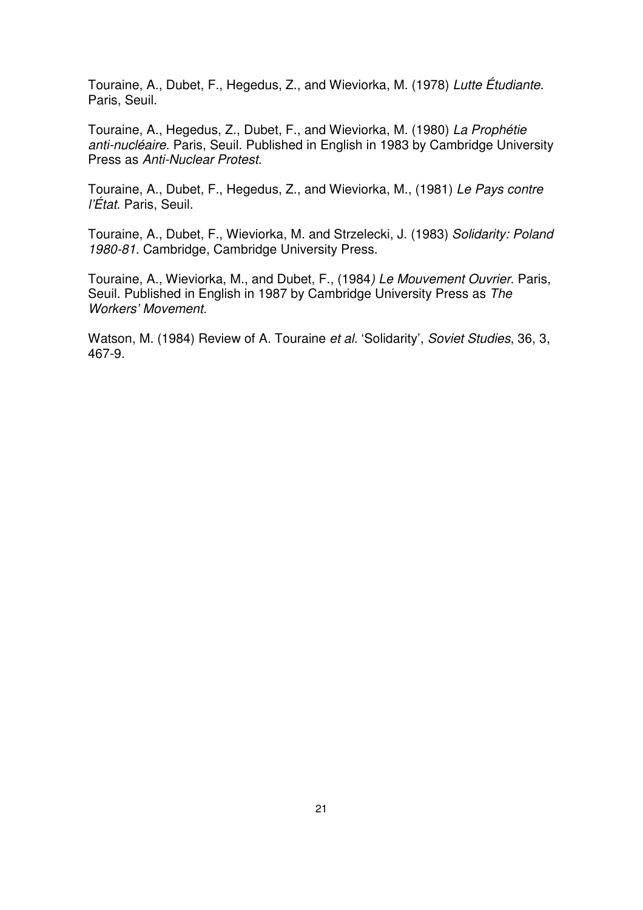Touraine, A., Dubet, F., Hegedus, Z., and Wieviorka, M. (1978) *Lutte Étudiante*. Paris, Seuil.

Touraine, A., Hegedus, Z., Dubet, F., and Wieviorka, M. (1980) *La Prophétie anti-nucléaire*. Paris, Seuil. Published in English in 1983 by Cambridge University Press as *Anti-Nuclear Protest*.

Touraine, A., Dubet, F., Hegedus, Z., and Wieviorka, M., (1981) *Le Pays contre l'État*. Paris, Seuil.

Touraine, A., Dubet, F., Wieviorka, M. and Strzelecki, J. (1983) *Solidarity: Poland 1980-81*. Cambridge, Cambridge University Press.

Touraine, A., Wieviorka, M., and Dubet, F., (1984*) Le Mouvement Ouvrier*. Paris, Seuil. Published in English in 1987 by Cambridge University Press as *The Workers' Movement.*

Watson, M. (1984) Review of A. Touraine *et al.* 'Solidarity', *Soviet Studies*, 36, 3, 467-9.